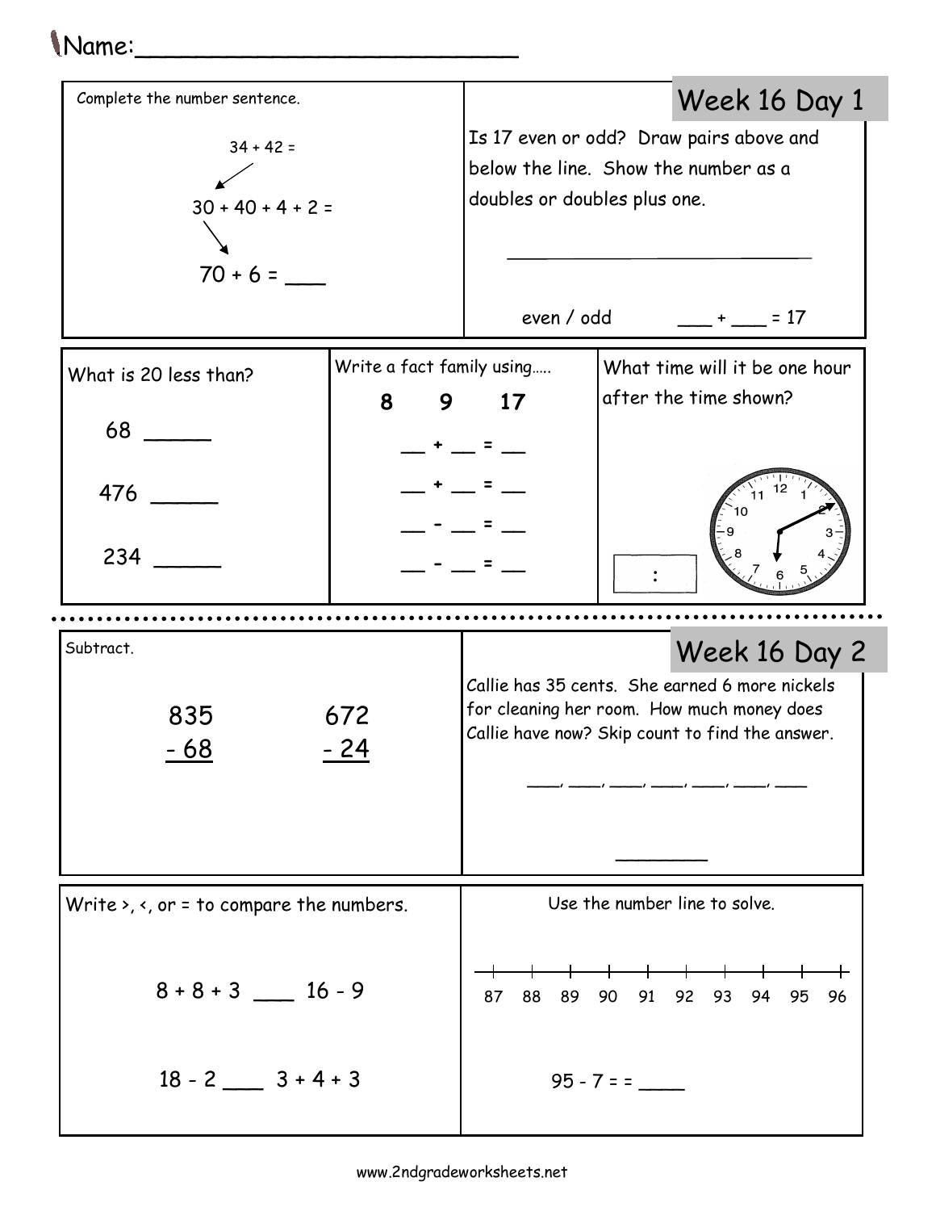Name:\_\_\_\_\_\_\_\_\_\_\_\_\_\_\_\_\_\_\_\_\_\_\_\_\_\_

## Week 16 Day 1

Complete the number sentence.

34 + 42 =

30 + 40 + 4 + 2 =

70 + 6 = \_\_\_

Is 17 even or odd? Draw pairs above and below the line. Show the number as a doubles or doubles plus one.

\_\_\_\_\_\_\_\_\_\_\_\_\_\_\_\_\_\_\_\_\_\_\_\_\_\_\_\_

even / odd      \_\_\_ + \_\_\_ = 17

What is 20 less than?

68 \_\_\_\_\_\_

476 \_\_\_\_\_\_

234 \_\_\_\_\_\_

Write a fact family using.....

**8  9  17**

\_\_ + \_\_ = \_\_

\_\_ + \_\_ = \_\_

\_\_ - \_\_ = \_\_

\_\_ - \_\_ = \_\_

What time will it be one hour after the time shown?

\_\_ : \_\_

## Week 16 Day 2

Subtract.

```
 835      672
- 68     - 24
```

Callie has 35 cents. She earned 6 more nickels for cleaning her room. How much money does Callie have now? Skip count to find the answer.

\_\_\_\_, \_\_\_\_, \_\_\_\_, \_\_\_\_, \_\_\_\_, \_\_\_\_, \_\_\_\_

\_\_\_\_\_\_\_\_

Write >, <, or = to compare the numbers.

8 + 8 + 3 \_\_\_\_ 16 - 9

18 - 2 \_\_\_\_ 3 + 4 + 3

Use the number line to solve.

87  88  89  90  91  92  93  94  95  96

95 - 7 = = \_\_\_\_

www.2ndgradeworksheets.net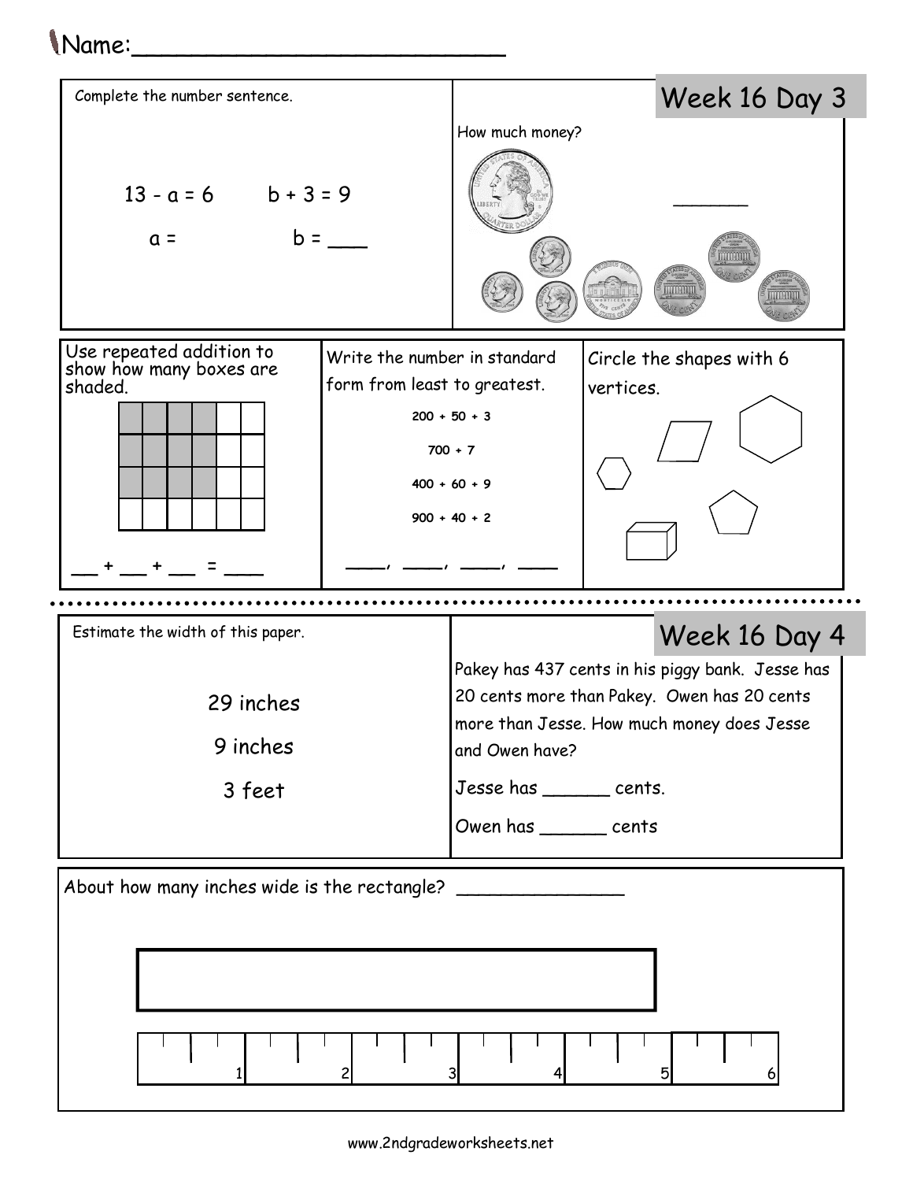Name:___________________________

## Week 16 Day 3

Complete the number sentence.

$13 - a = 6$ $b + 3 = 9$

$a =$ $b =$ ___

How much money? ______

Use repeated addition to show how many boxes are shaded.

___ + ___ + ___ = ____

Write the number in standard form from least to greatest.

200 + 50 + 3

700 + 7

400 + 60 + 9

900 + 40 + 2

____, ____, ____, ____

Circle the shapes with 6 vertices.

## Week 16 Day 4

Estimate the width of this paper.

29 inches

9 inches

3 feet

Pakey has 437 cents in his piggy bank. Jesse has 20 cents more than Pakey. Owen has 20 cents more than Jesse. How much money does Jesse and Owen have?

Jesse has ______ cents.

Owen has ______ cents

About how many inches wide is the rectangle? _______________

1 2 3 4 5 6

www.2ndgradeworksheets.net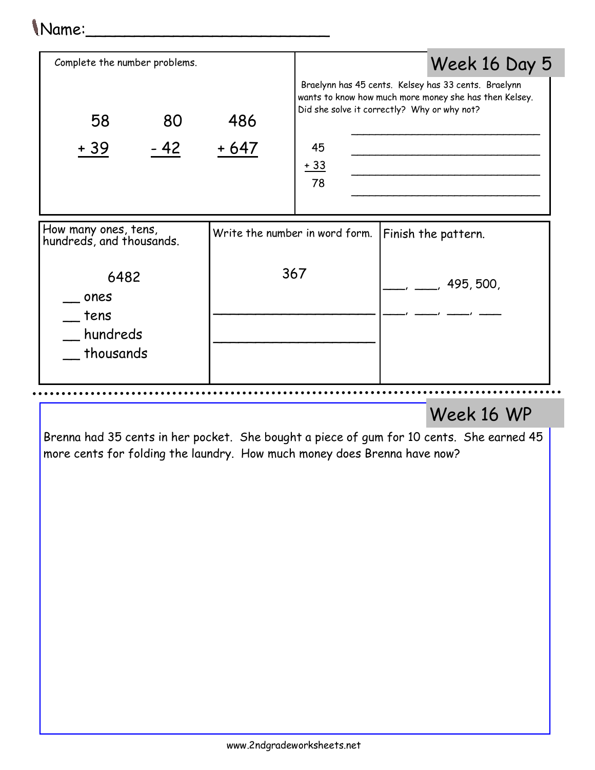Name:__________________________

## Week 16 Day 5

Complete the number problems.

$$\begin{array}{r} 58 \\ +\ 39 \\ \hline \end{array} \qquad \begin{array}{r} 80 \\ -\ 42 \\ \hline \end{array} \qquad \begin{array}{r} 486 \\ +\ 647 \\ \hline \end{array}$$

Braelynn has 45 cents. Kelsey has 33 cents. Braelynn wants to know how much more money she has then Kelsey. Did she solve it correctly? Why or why not?

$$\begin{array}{r} 45 \\ +\ 33 \\ \hline 78 \end{array}$$

______________________________

______________________________

______________________________

______________________________

How many ones, tens, hundreds, and thousands.

6482

__ ones

__ tens

__ hundreds

__ thousands

Write the number in word form.

367

______________________

______________________

Finish the pattern.

___, ___, 495, 500,

___, ___, ___, ___

## Week 16 WP

Brenna had 35 cents in her pocket. She bought a piece of gum for 10 cents. She earned 45 more cents for folding the laundry. How much money does Brenna have now?